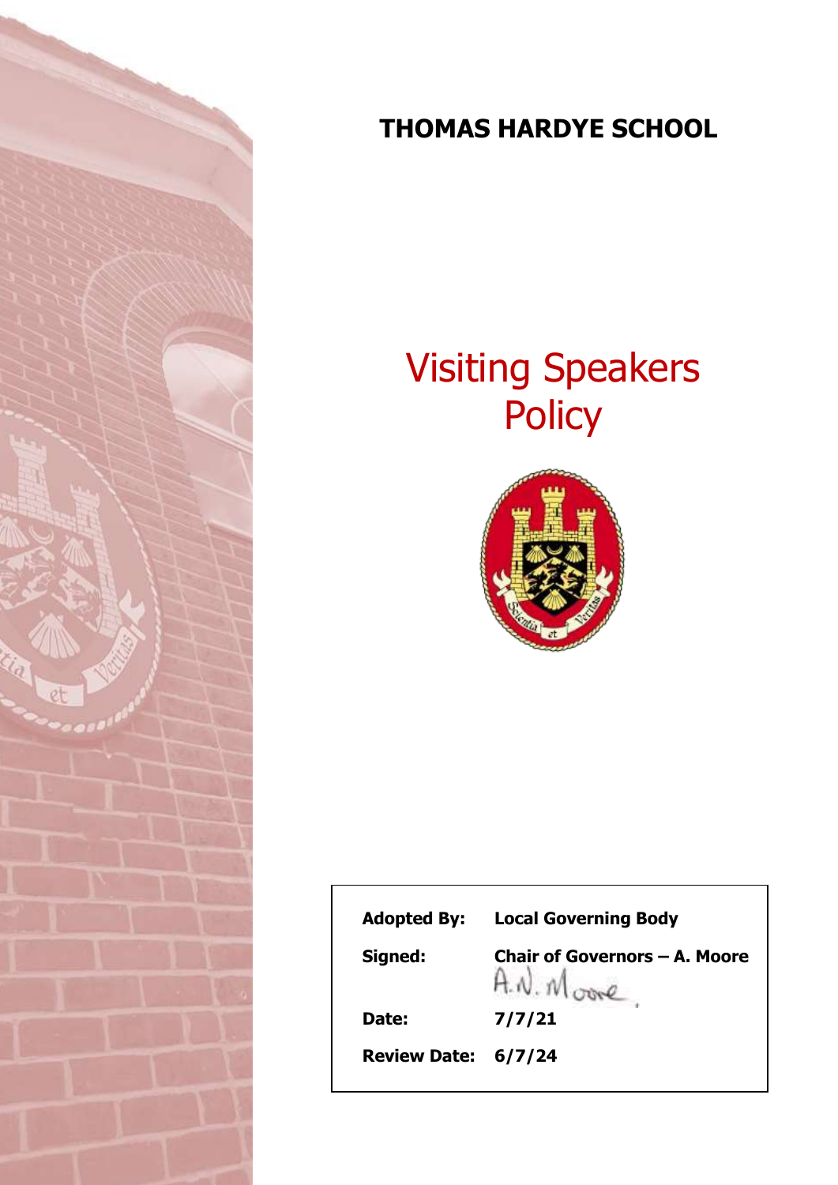# THOMAS HARDYE SCHOOL

# Visiting Speakers Policy

| | |
|---|---|
| **Adopted By:** | **Local Governing Body** |
| **Signed:** | **Chair of Governors – A. Moore** |
| | A.N. Moore |
| **Date:** | **7/7/21** |
| **Review Date:** | **6/7/24** |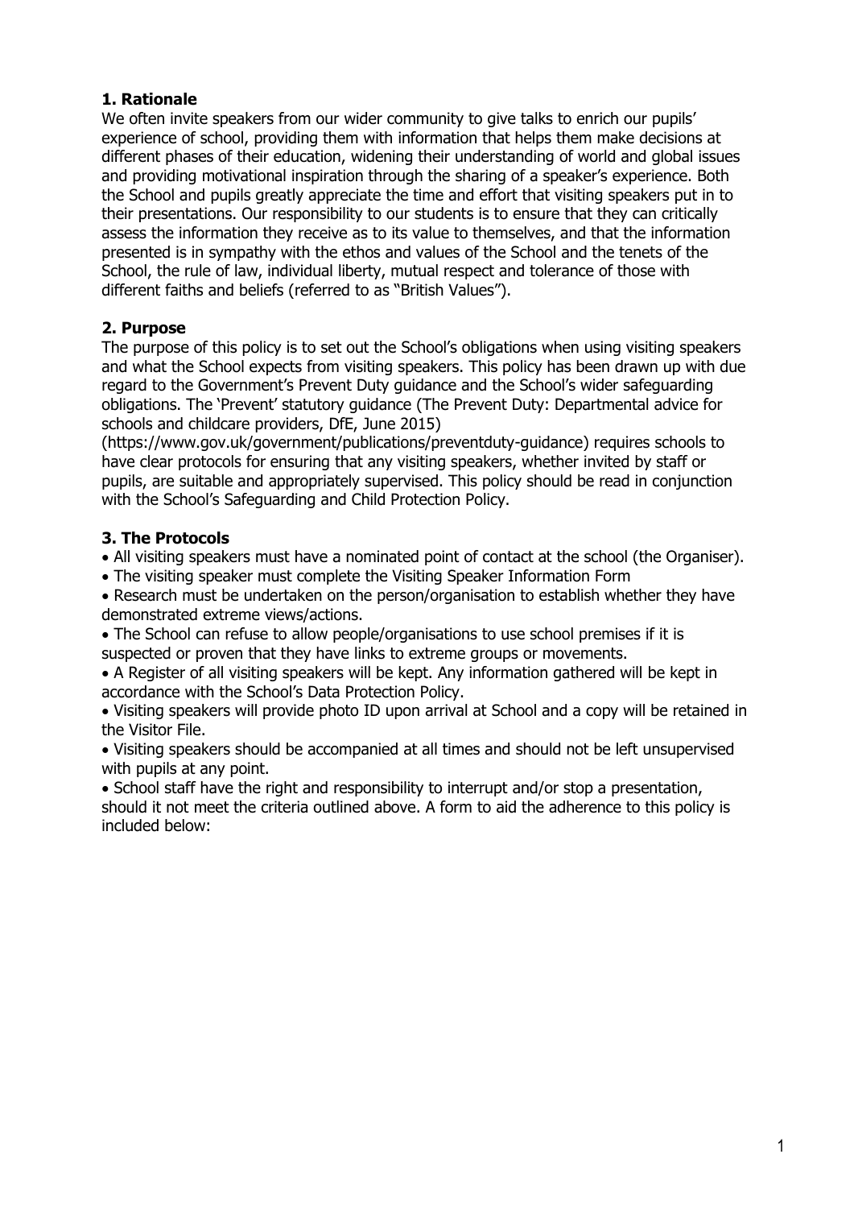## 1. Rationale

We often invite speakers from our wider community to give talks to enrich our pupils' experience of school, providing them with information that helps them make decisions at different phases of their education, widening their understanding of world and global issues and providing motivational inspiration through the sharing of a speaker's experience. Both the School and pupils greatly appreciate the time and effort that visiting speakers put in to their presentations. Our responsibility to our students is to ensure that they can critically assess the information they receive as to its value to themselves, and that the information presented is in sympathy with the ethos and values of the School and the tenets of the School, the rule of law, individual liberty, mutual respect and tolerance of those with different faiths and beliefs (referred to as "British Values").

## 2. Purpose

The purpose of this policy is to set out the School's obligations when using visiting speakers and what the School expects from visiting speakers. This policy has been drawn up with due regard to the Government's Prevent Duty guidance and the School's wider safeguarding obligations. The 'Prevent' statutory guidance (The Prevent Duty: Departmental advice for schools and childcare providers, DfE, June 2015) (https://www.gov.uk/government/publications/preventduty-guidance) requires schools to have clear protocols for ensuring that any visiting speakers, whether invited by staff or pupils, are suitable and appropriately supervised. This policy should be read in conjunction with the School's Safeguarding and Child Protection Policy.

## 3. The Protocols

- All visiting speakers must have a nominated point of contact at the school (the Organiser).
- The visiting speaker must complete the Visiting Speaker Information Form
- Research must be undertaken on the person/organisation to establish whether they have demonstrated extreme views/actions.
- The School can refuse to allow people/organisations to use school premises if it is suspected or proven that they have links to extreme groups or movements.
- A Register of all visiting speakers will be kept. Any information gathered will be kept in accordance with the School's Data Protection Policy.
- Visiting speakers will provide photo ID upon arrival at School and a copy will be retained in the Visitor File.
- Visiting speakers should be accompanied at all times and should not be left unsupervised with pupils at any point.
- School staff have the right and responsibility to interrupt and/or stop a presentation, should it not meet the criteria outlined above. A form to aid the adherence to this policy is included below: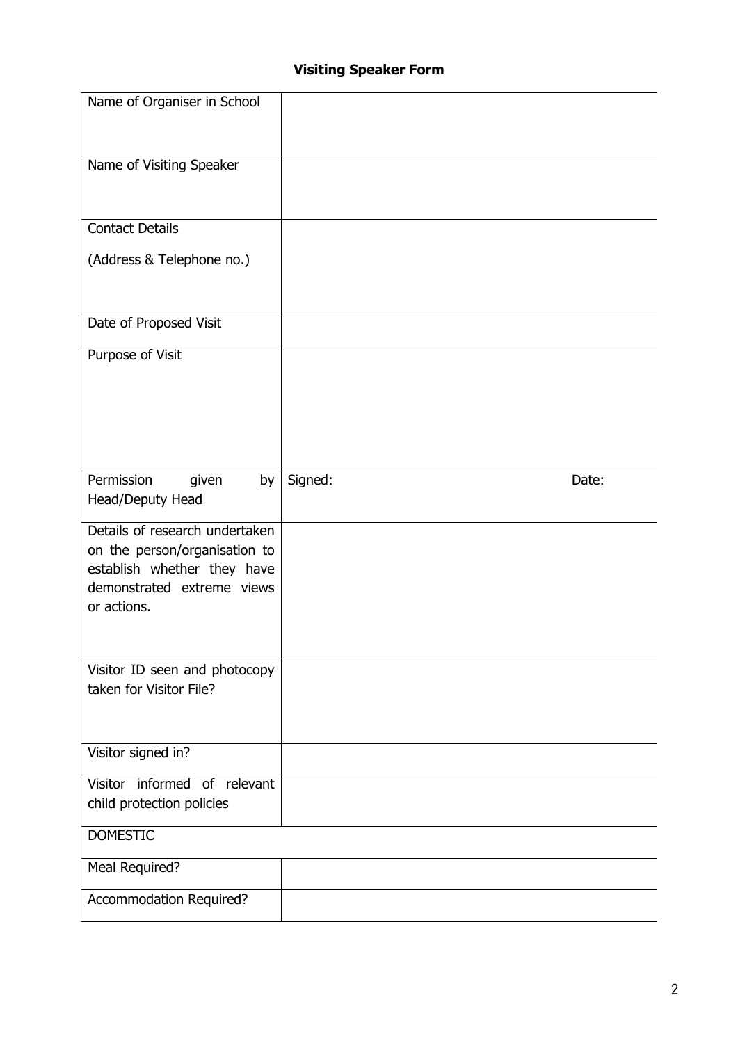# **Visiting Speaker Form**

| Name of Organiser in School | |
|---|---|
| Name of Visiting Speaker | |
| Contact Details<br><br>(Address & Telephone no.) | |
| Date of Proposed Visit | |
| Purpose of Visit | |
| Permission given by Head/Deputy Head | Signed: Date: |
| Details of research undertaken on the person/organisation to establish whether they have demonstrated extreme views or actions. | |
| Visitor ID seen and photocopy taken for Visitor File? | |
| Visitor signed in? | |
| Visitor informed of relevant child protection policies | |
| DOMESTIC | |
| Meal Required? | |
| Accommodation Required? | |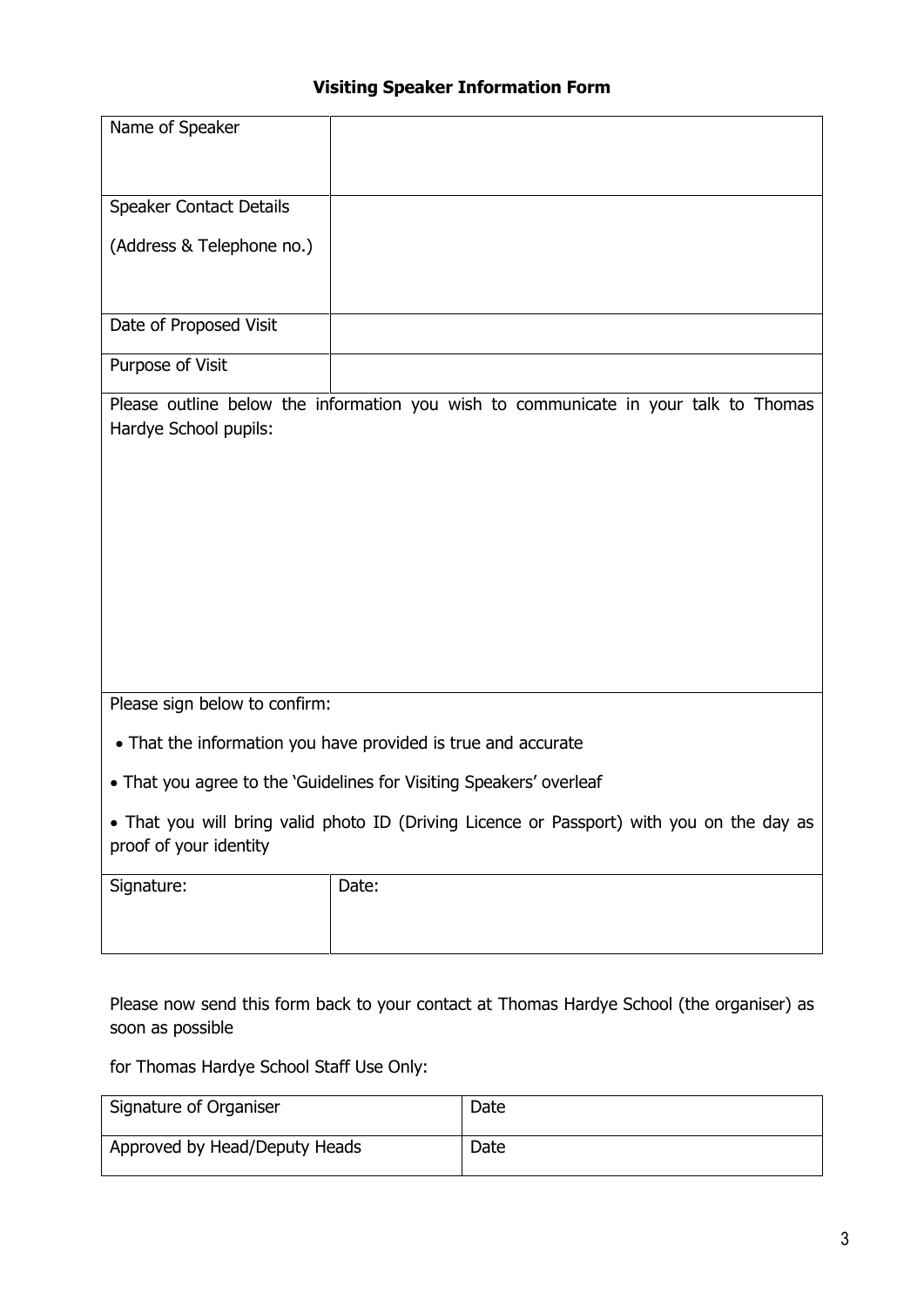# Visiting Speaker Information Form

| Name of Speaker | |
|---|---|
| Speaker Contact Details<br><br>(Address & Telephone no.) | |
| Date of Proposed Visit | |
| Purpose of Visit | |

Please outline below the information you wish to communicate in your talk to Thomas Hardye School pupils:

Please sign below to confirm:

- That the information you have provided is true and accurate
- That you agree to the 'Guidelines for Visiting Speakers' overleaf
- That you will bring valid photo ID (Driving Licence or Passport) with you on the day as proof of your identity

| Signature: | Date: |
|---|---|
| | |

Please now send this form back to your contact at Thomas Hardye School (the organiser) as soon as possible

for Thomas Hardye School Staff Use Only:

| Signature of Organiser | Date |
|---|---|
| Approved by Head/Deputy Heads | Date |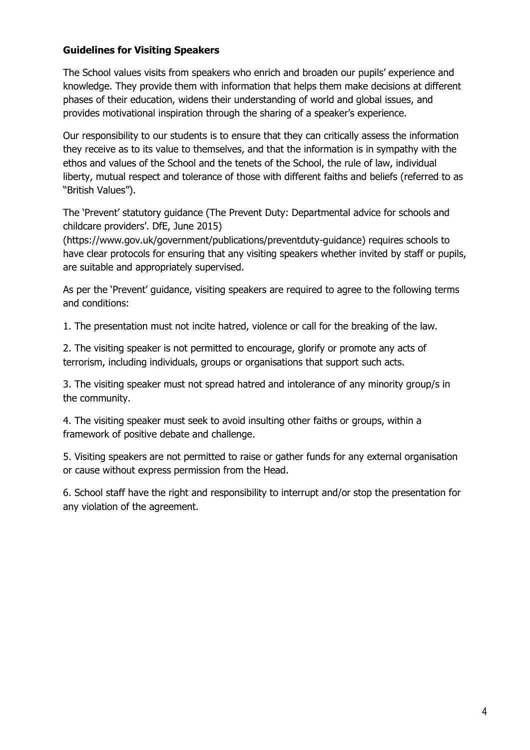**Guidelines for Visiting Speakers**

The School values visits from speakers who enrich and broaden our pupils' experience and knowledge. They provide them with information that helps them make decisions at different phases of their education, widens their understanding of world and global issues, and provides motivational inspiration through the sharing of a speaker's experience.

Our responsibility to our students is to ensure that they can critically assess the information they receive as to its value to themselves, and that the information is in sympathy with the ethos and values of the School and the tenets of the School, the rule of law, individual liberty, mutual respect and tolerance of those with different faiths and beliefs (referred to as "British Values").

The 'Prevent' statutory guidance (The Prevent Duty: Departmental advice for schools and childcare providers'. DfE, June 2015) (https://www.gov.uk/government/publications/preventduty-guidance) requires schools to have clear protocols for ensuring that any visiting speakers whether invited by staff or pupils, are suitable and appropriately supervised.

As per the 'Prevent' guidance, visiting speakers are required to agree to the following terms and conditions:

1. The presentation must not incite hatred, violence or call for the breaking of the law.

2. The visiting speaker is not permitted to encourage, glorify or promote any acts of terrorism, including individuals, groups or organisations that support such acts.

3. The visiting speaker must not spread hatred and intolerance of any minority group/s in the community.

4. The visiting speaker must seek to avoid insulting other faiths or groups, within a framework of positive debate and challenge.

5. Visiting speakers are not permitted to raise or gather funds for any external organisation or cause without express permission from the Head.

6. School staff have the right and responsibility to interrupt and/or stop the presentation for any violation of the agreement.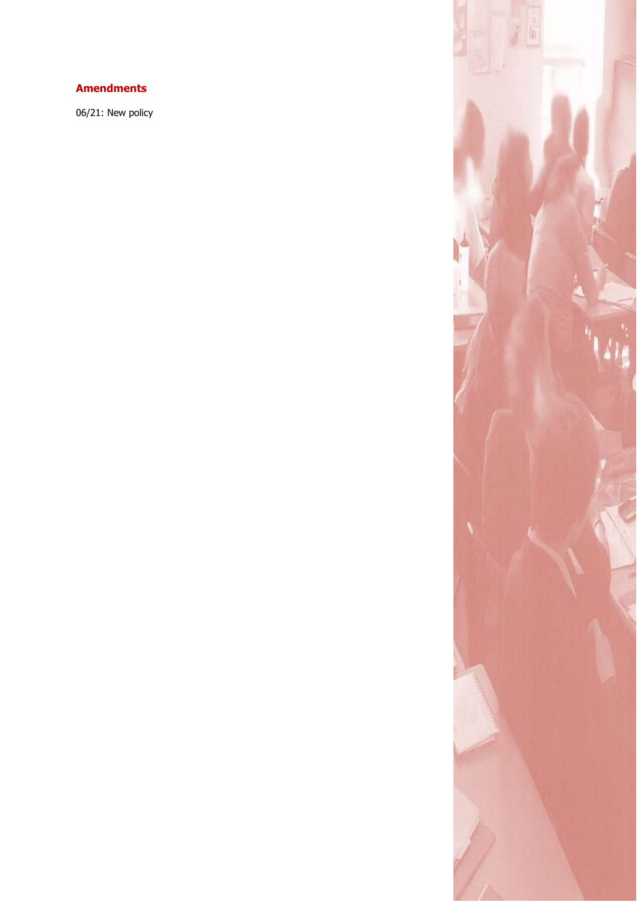## Amendments

06/21: New policy